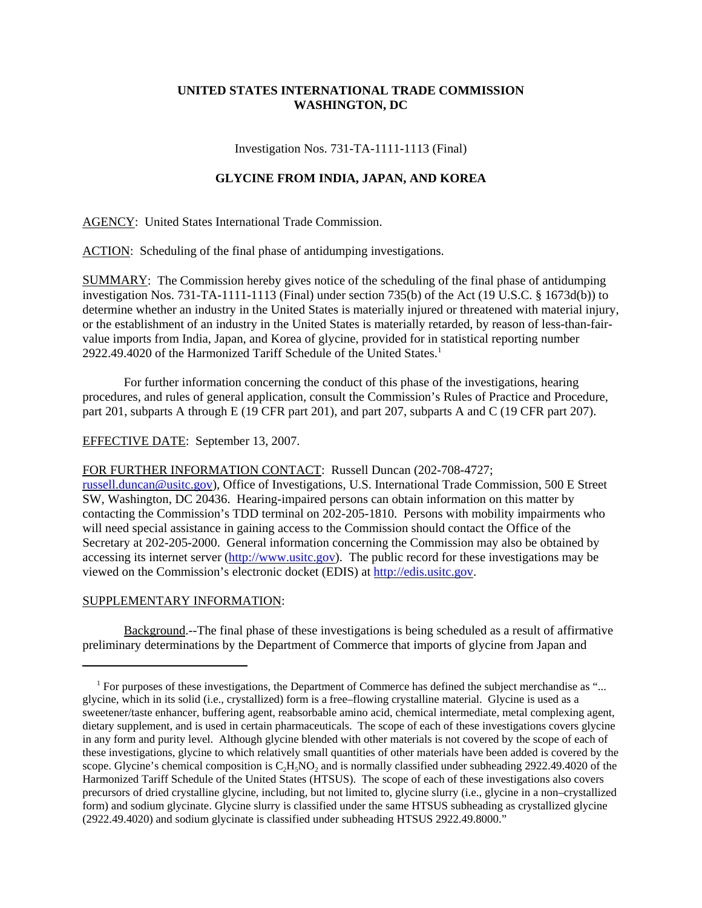**UNITED STATES INTERNATIONAL TRADE COMMISSION**
**WASHINGTON, DC**

Investigation Nos. 731-TA-1111-1113 (Final)

**GLYCINE FROM INDIA, JAPAN, AND KOREA**

AGENCY: United States International Trade Commission.

ACTION: Scheduling of the final phase of antidumping investigations.

SUMMARY: The Commission hereby gives notice of the scheduling of the final phase of antidumping investigation Nos. 731-TA-1111-1113 (Final) under section 735(b) of the Act (19 U.S.C. § 1673d(b)) to determine whether an industry in the United States is materially injured or threatened with material injury, or the establishment of an industry in the United States is materially retarded, by reason of less-than-fair-value imports from India, Japan, and Korea of glycine, provided for in statistical reporting number 2922.49.4020 of the Harmonized Tariff Schedule of the United States.[1]

For further information concerning the conduct of this phase of the investigations, hearing procedures, and rules of general application, consult the Commission's Rules of Practice and Procedure, part 201, subparts A through E (19 CFR part 201), and part 207, subparts A and C (19 CFR part 207).

EFFECTIVE DATE: September 13, 2007.

FOR FURTHER INFORMATION CONTACT: Russell Duncan (202-708-4727; russell.duncan@usitc.gov), Office of Investigations, U.S. International Trade Commission, 500 E Street SW, Washington, DC 20436. Hearing-impaired persons can obtain information on this matter by contacting the Commission's TDD terminal on 202-205-1810. Persons with mobility impairments who will need special assistance in gaining access to the Commission should contact the Office of the Secretary at 202-205-2000. General information concerning the Commission may also be obtained by accessing its internet server (http://www.usitc.gov). The public record for these investigations may be viewed on the Commission's electronic docket (EDIS) at http://edis.usitc.gov.

SUPPLEMENTARY INFORMATION:

Background.--The final phase of these investigations is being scheduled as a result of affirmative preliminary determinations by the Department of Commerce that imports of glycine from Japan and

---

[1] For purposes of these investigations, the Department of Commerce has defined the subject merchandise as "... glycine, which in its solid (i.e., crystallized) form is a free–flowing crystalline material. Glycine is used as a sweetener/taste enhancer, buffering agent, reabsorbable amino acid, chemical intermediate, metal complexing agent, dietary supplement, and is used in certain pharmaceuticals. The scope of each of these investigations covers glycine in any form and purity level. Although glycine blended with other materials is not covered by the scope of each of these investigations, glycine to which relatively small quantities of other materials have been added is covered by the scope. Glycine's chemical composition is $C_2H_5NO_2$ and is normally classified under subheading 2922.49.4020 of the Harmonized Tariff Schedule of the United States (HTSUS). The scope of each of these investigations also covers precursors of dried crystalline glycine, including, but not limited to, glycine slurry (i.e., glycine in a non–crystallized form) and sodium glycinate. Glycine slurry is classified under the same HTSUS subheading as crystallized glycine (2922.49.4020) and sodium glycinate is classified under subheading HTSUS 2922.49.8000."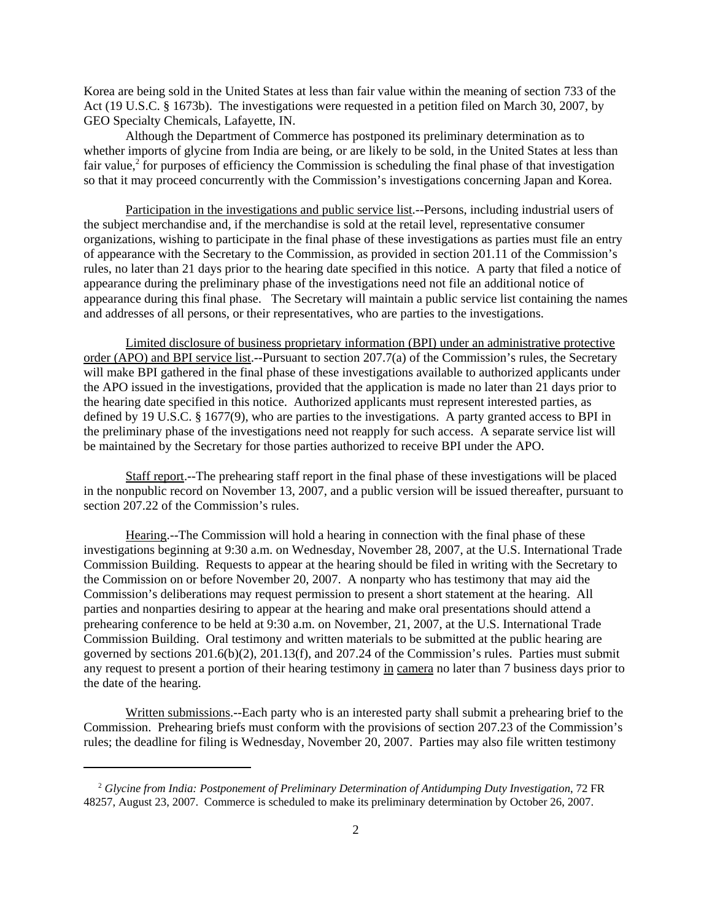Korea are being sold in the United States at less than fair value within the meaning of section 733 of the Act (19 U.S.C. § 1673b). The investigations were requested in a petition filed on March 30, 2007, by GEO Specialty Chemicals, Lafayette, IN.

Although the Department of Commerce has postponed its preliminary determination as to whether imports of glycine from India are being, or are likely to be sold, in the United States at less than fair value,[2] for purposes of efficiency the Commission is scheduling the final phase of that investigation so that it may proceed concurrently with the Commission's investigations concerning Japan and Korea.

Participation in the investigations and public service list.--Persons, including industrial users of the subject merchandise and, if the merchandise is sold at the retail level, representative consumer organizations, wishing to participate in the final phase of these investigations as parties must file an entry of appearance with the Secretary to the Commission, as provided in section 201.11 of the Commission's rules, no later than 21 days prior to the hearing date specified in this notice. A party that filed a notice of appearance during the preliminary phase of the investigations need not file an additional notice of appearance during this final phase. The Secretary will maintain a public service list containing the names and addresses of all persons, or their representatives, who are parties to the investigations.

Limited disclosure of business proprietary information (BPI) under an administrative protective order (APO) and BPI service list.--Pursuant to section 207.7(a) of the Commission's rules, the Secretary will make BPI gathered in the final phase of these investigations available to authorized applicants under the APO issued in the investigations, provided that the application is made no later than 21 days prior to the hearing date specified in this notice. Authorized applicants must represent interested parties, as defined by 19 U.S.C. § 1677(9), who are parties to the investigations. A party granted access to BPI in the preliminary phase of the investigations need not reapply for such access. A separate service list will be maintained by the Secretary for those parties authorized to receive BPI under the APO.

Staff report.--The prehearing staff report in the final phase of these investigations will be placed in the nonpublic record on November 13, 2007, and a public version will be issued thereafter, pursuant to section 207.22 of the Commission's rules.

Hearing.--The Commission will hold a hearing in connection with the final phase of these investigations beginning at 9:30 a.m. on Wednesday, November 28, 2007, at the U.S. International Trade Commission Building. Requests to appear at the hearing should be filed in writing with the Secretary to the Commission on or before November 20, 2007. A nonparty who has testimony that may aid the Commission's deliberations may request permission to present a short statement at the hearing. All parties and nonparties desiring to appear at the hearing and make oral presentations should attend a prehearing conference to be held at 9:30 a.m. on November, 21, 2007, at the U.S. International Trade Commission Building. Oral testimony and written materials to be submitted at the public hearing are governed by sections 201.6(b)(2), 201.13(f), and 207.24 of the Commission's rules. Parties must submit any request to present a portion of their hearing testimony in camera no later than 7 business days prior to the date of the hearing.

Written submissions.--Each party who is an interested party shall submit a prehearing brief to the Commission. Prehearing briefs must conform with the provisions of section 207.23 of the Commission's rules; the deadline for filing is Wednesday, November 20, 2007. Parties may also file written testimony

---

[2] *Glycine from India: Postponement of Preliminary Determination of Antidumping Duty Investigation*, 72 FR 48257, August 23, 2007. Commerce is scheduled to make its preliminary determination by October 26, 2007.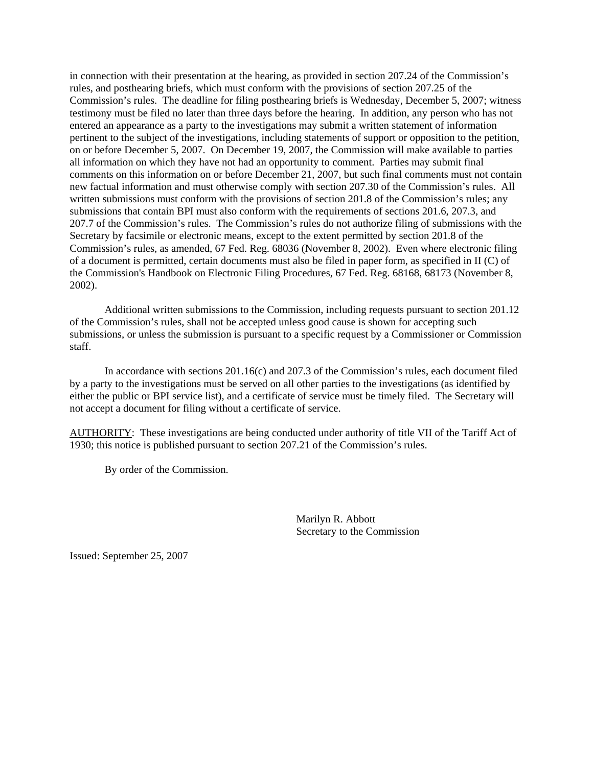in connection with their presentation at the hearing, as provided in section 207.24 of the Commission's rules, and posthearing briefs, which must conform with the provisions of section 207.25 of the Commission's rules. The deadline for filing posthearing briefs is Wednesday, December 5, 2007; witness testimony must be filed no later than three days before the hearing. In addition, any person who has not entered an appearance as a party to the investigations may submit a written statement of information pertinent to the subject of the investigations, including statements of support or opposition to the petition, on or before December 5, 2007. On December 19, 2007, the Commission will make available to parties all information on which they have not had an opportunity to comment. Parties may submit final comments on this information on or before December 21, 2007, but such final comments must not contain new factual information and must otherwise comply with section 207.30 of the Commission's rules. All written submissions must conform with the provisions of section 201.8 of the Commission's rules; any submissions that contain BPI must also conform with the requirements of sections 201.6, 207.3, and 207.7 of the Commission's rules. The Commission's rules do not authorize filing of submissions with the Secretary by facsimile or electronic means, except to the extent permitted by section 201.8 of the Commission's rules, as amended, 67 Fed. Reg. 68036 (November 8, 2002). Even where electronic filing of a document is permitted, certain documents must also be filed in paper form, as specified in II (C) of the Commission's Handbook on Electronic Filing Procedures, 67 Fed. Reg. 68168, 68173 (November 8, 2002).

Additional written submissions to the Commission, including requests pursuant to section 201.12 of the Commission's rules, shall not be accepted unless good cause is shown for accepting such submissions, or unless the submission is pursuant to a specific request by a Commissioner or Commission staff.

In accordance with sections 201.16(c) and 207.3 of the Commission's rules, each document filed by a party to the investigations must be served on all other parties to the investigations (as identified by either the public or BPI service list), and a certificate of service must be timely filed. The Secretary will not accept a document for filing without a certificate of service.

AUTHORITY: These investigations are being conducted under authority of title VII of the Tariff Act of 1930; this notice is published pursuant to section 207.21 of the Commission's rules.

By order of the Commission.

Marilyn R. Abbott
Secretary to the Commission

Issued: September 25, 2007